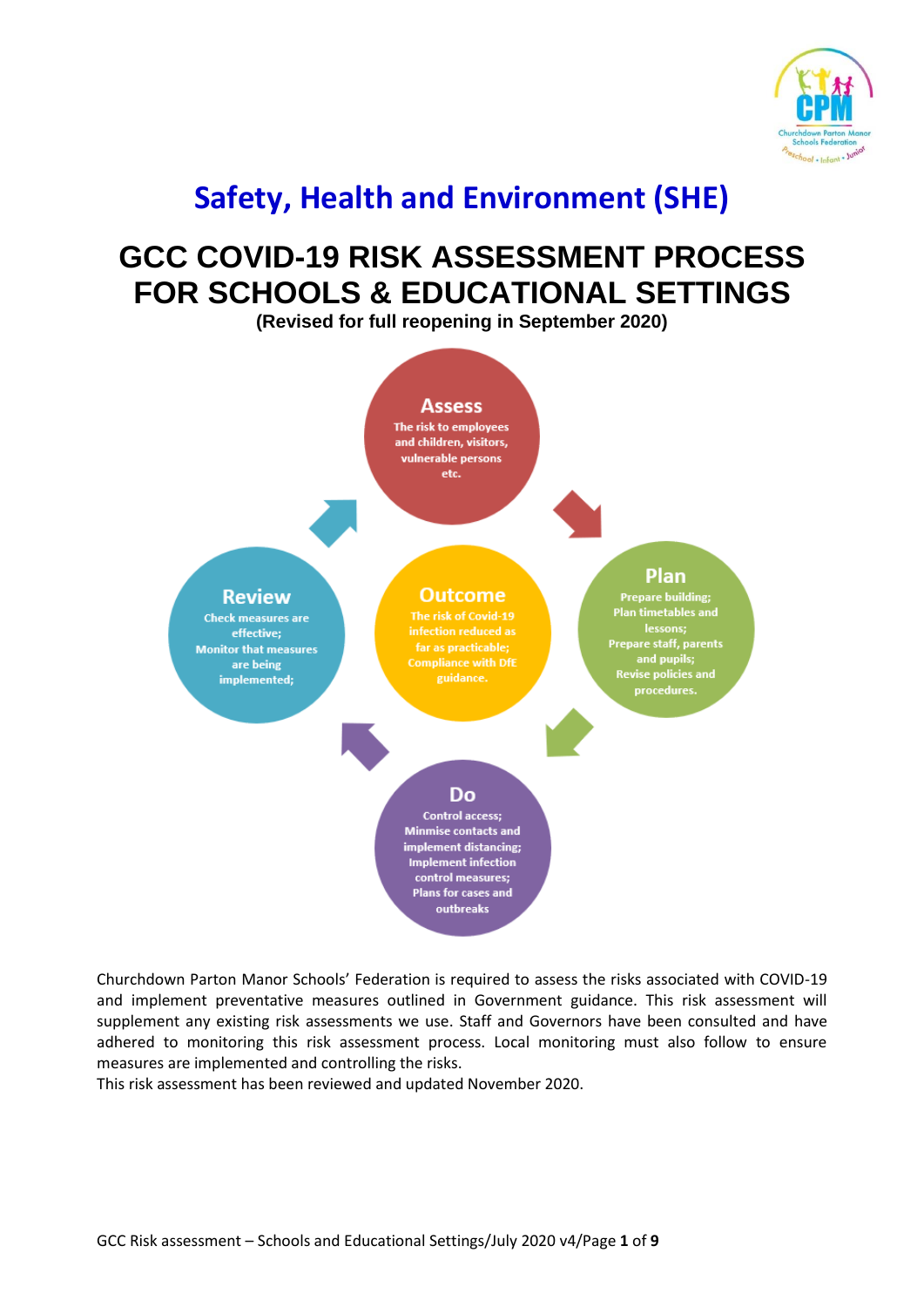# Safety, Health and Environment (SHE)

## GCC COVID-19 RISK ASSESSMENT PROCESS FOR SCHOOLS & EDUCATIONAL SETTINGS

**(Revised for full reopening in September 2020)**

**Assess**
The risk to employees and children, visitors, vulnerable persons etc.

**Plan**
Prepare building;
Plan timetables and lessons;
Prepare staff, parents and pupils;
Revise policies and procedures.

**Do**
Control access;
Minmise contacts and implement distancing;
Implement infection control measures;
Plans for cases and outbreaks

**Review**
Check measures are effective;
Monitor that measures are being implemented;

**Outcome**
The risk of Covid-19 infection reduced as far as practicable;
Compliance with DfE guidance.

Churchdown Parton Manor Schools' Federation is required to assess the risks associated with COVID-19 and implement preventative measures outlined in Government guidance. This risk assessment will supplement any existing risk assessments we use. Staff and Governors have been consulted and have adhered to monitoring this risk assessment process. Local monitoring must also follow to ensure measures are implemented and controlling the risks.
This risk assessment has been reviewed and updated November 2020.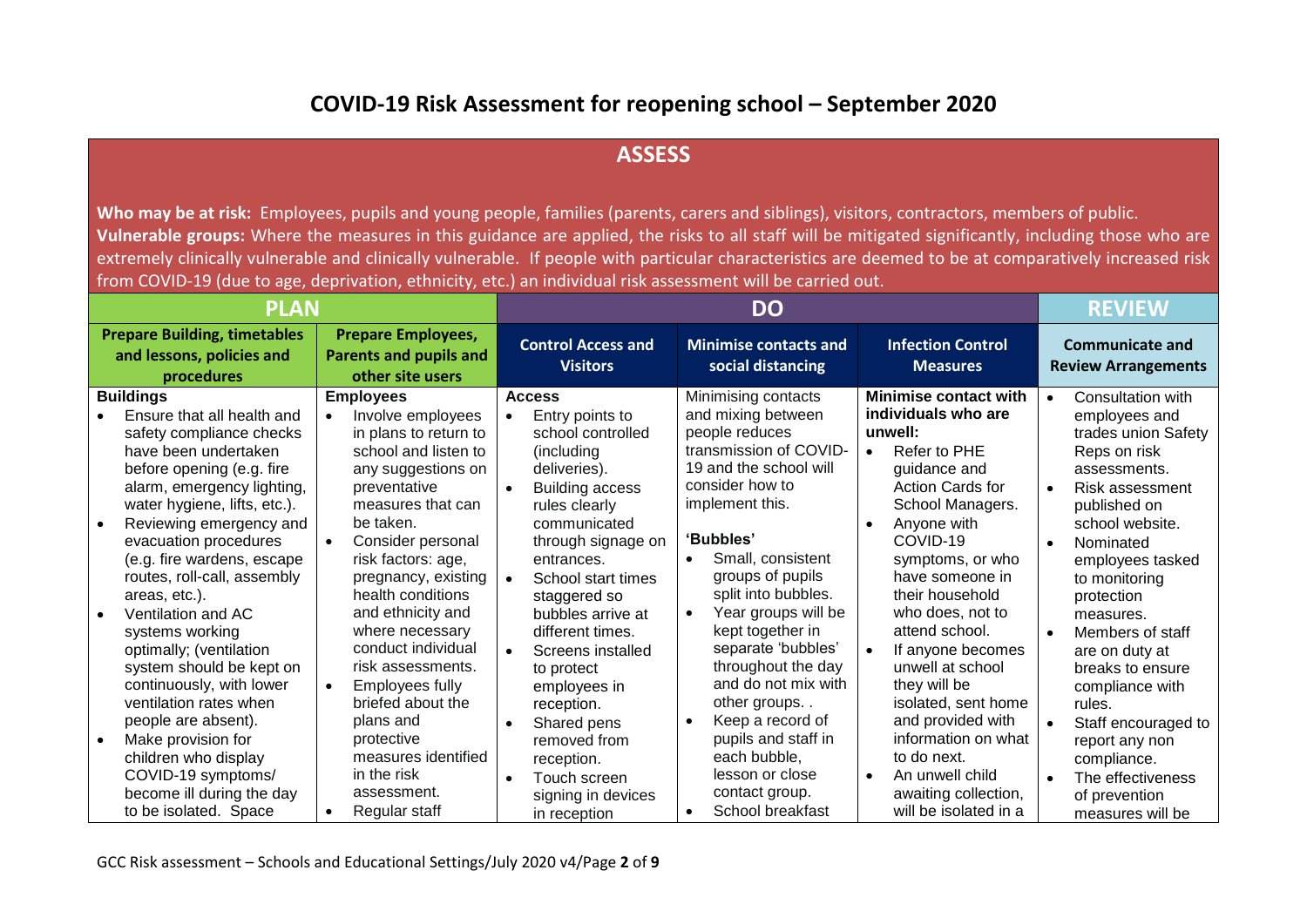# COVID-19 Risk Assessment for reopening school – September 2020

## ASSESS

**Who may be at risk:** Employees, pupils and young people, families (parents, carers and siblings), visitors, contractors, members of public.
**Vulnerable groups:** Where the measures in this guidance are applied, the risks to all staff will be mitigated significantly, including those who are extremely clinically vulnerable and clinically vulnerable. If people with particular characteristics are deemed to be at comparatively increased risk from COVID-19 (due to age, deprivation, ethnicity, etc.) an individual risk assessment will be carried out.

| PLAN | | DO | | | REVIEW |
|---|---|---|---|---|---|
| **Prepare Building, timetables and lessons, policies and procedures** | **Prepare Employees, Parents and pupils and other site users** | **Control Access and Visitors** | **Minimise contacts and social distancing** | **Infection Control Measures** | **Communicate and Review Arrangements** |
| **Buildings**<br>• Ensure that all health and safety compliance checks have been undertaken before opening (e.g. fire alarm, emergency lighting, water hygiene, lifts, etc.).<br>• Reviewing emergency and evacuation procedures (e.g. fire wardens, escape routes, roll-call, assembly areas, etc.).<br>• Ventilation and AC systems working optimally; (ventilation system should be kept on continuously, with lower ventilation rates when people are absent).<br>• Make provision for children who display COVID-19 symptoms/ become ill during the day to be isolated. Space | **Employees**<br>• Involve employees in plans to return to school and listen to any suggestions on preventative measures that can be taken.<br>• Consider personal risk factors: age, pregnancy, existing health conditions and ethnicity and where necessary conduct individual risk assessments.<br>• Employees fully briefed about the plans and protective measures identified in the risk assessment.<br>• Regular staff | **Access**<br>• Entry points to school controlled (including deliveries).<br>• Building access rules clearly communicated through signage on entrances.<br>• School start times staggered so bubbles arrive at different times.<br>• Screens installed to protect employees in reception.<br>• Shared pens removed from reception.<br>• Touch screen signing in devices in reception | Minimising contacts and mixing between people reduces transmission of COVID-19 and the school will consider how to implement this.<br><br>**'Bubbles'**<br>• Small, consistent groups of pupils split into bubbles.<br>• Year groups will be kept together in separate 'bubbles' throughout the day and do not mix with other groups. .<br>• Keep a record of pupils and staff in each bubble, lesson or close contact group.<br>• School breakfast | **Minimise contact with individuals who are unwell:**<br>• Refer to PHE guidance and Action Cards for School Managers.<br>• Anyone with COVID-19 symptoms, or who have someone in their household who does, not to attend school.<br>• If anyone becomes unwell at school they will be isolated, sent home and provided with information on what to do next.<br>• An unwell child awaiting collection, will be isolated in a | • Consultation with employees and trades union Safety Reps on risk assessments.<br>• Risk assessment published on school website.<br>• Nominated employees tasked to monitoring protection measures.<br>• Members of staff are on duty at breaks to ensure compliance with rules.<br>• Staff encouraged to report any non compliance.<br>• The effectiveness of prevention measures will be |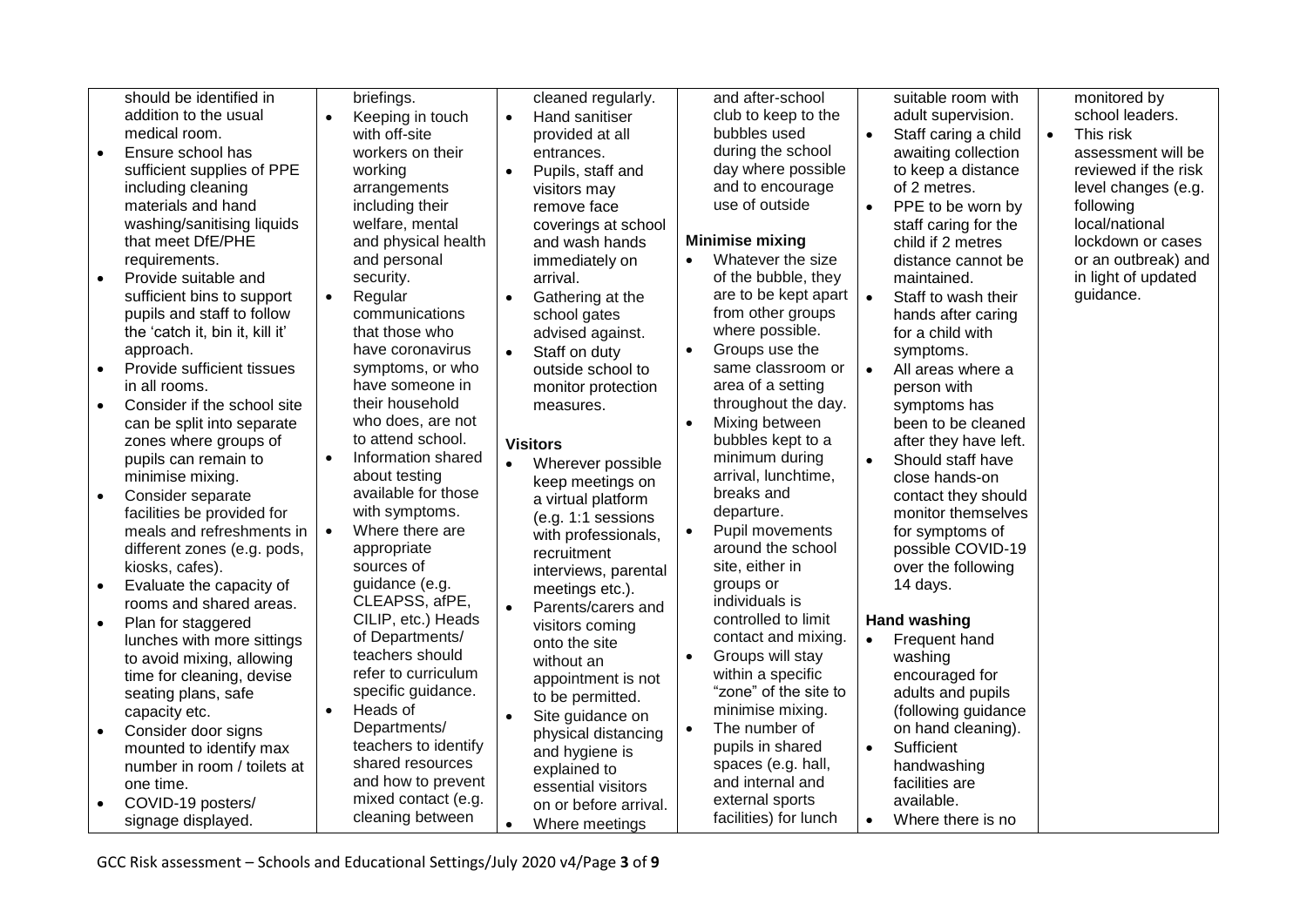| | | | | | |
|---|---|---|---|---|---|
| should be identified in addition to the usual medical room.<br>• Ensure school has sufficient supplies of PPE including cleaning materials and hand washing/sanitising liquids that meet DfE/PHE requirements.<br>• Provide suitable and sufficient bins to support pupils and staff to follow the 'catch it, bin it, kill it' approach.<br>• Provide sufficient tissues in all rooms.<br>• Consider if the school site can be split into separate zones where groups of pupils can remain to minimise mixing.<br>• Consider separate facilities be provided for meals and refreshments in different zones (e.g. pods, kiosks, cafes).<br>• Evaluate the capacity of rooms and shared areas.<br>• Plan for staggered lunches with more sittings to avoid mixing, allowing time for cleaning, devise seating plans, safe capacity etc.<br>• Consider door signs mounted to identify max number in room / toilets at one time.<br>• COVID-19 posters/ signage displayed. | briefings.<br>• Keeping in touch with off-site workers on their working arrangements including their welfare, mental and physical health and personal security.<br>• Regular communications that those who have coronavirus symptoms, or who have someone in their household who does, are not to attend school.<br>• Information shared about testing available for those with symptoms.<br>• Where there are appropriate sources of guidance (e.g. CLEAPSS, afPE, CILIP, etc.) Heads of Departments/ teachers should refer to curriculum specific guidance.<br>• Heads of Departments/ teachers to identify shared resources and how to prevent mixed contact (e.g. cleaning between | cleaned regularly.<br>• Hand sanitiser provided at all entrances.<br>• Pupils, staff and visitors may remove face coverings at school and wash hands immediately on arrival.<br>• Gathering at the school gates advised against.<br>• Staff on duty outside school to monitor protection measures.<br><br>**Visitors**<br>• Wherever possible keep meetings on a virtual platform (e.g. 1:1 sessions with professionals, recruitment interviews, parental meetings etc.).<br>• Parents/carers and visitors coming onto the site without an appointment is not to be permitted.<br>• Site guidance on physical distancing and hygiene is explained to essential visitors on or before arrival.<br>• Where meetings | and after-school club to keep to the bubbles used during the school day where possible and to encourage use of outside<br><br>**Minimise mixing**<br>• Whatever the size of the bubble, they are to be kept apart from other groups where possible.<br>• Groups use the same classroom or area of a setting throughout the day.<br>• Mixing between bubbles kept to a minimum during arrival, lunchtime, breaks and departure.<br>• Pupil movements around the school site, either in groups or individuals is controlled to limit contact and mixing.<br>• Groups will stay within a specific "zone" of the site to minimise mixing.<br>• The number of pupils in shared spaces (e.g. hall, and internal and external sports facilities) for lunch | suitable room with adult supervision.<br>• Staff caring a child awaiting collection to keep a distance of 2 metres.<br>• PPE to be worn by staff caring for the child if 2 metres distance cannot be maintained.<br>• Staff to wash their hands after caring for a child with symptoms.<br>• All areas where a person with symptoms has been to be cleaned after they have left.<br>• Should staff have close hands-on contact they should monitor themselves for symptoms of possible COVID-19 over the following 14 days.<br><br>**Hand washing**<br>• Frequent hand washing encouraged for adults and pupils (following guidance on hand cleaning).<br>• Sufficient handwashing facilities are available.<br>• Where there is no | monitored by school leaders.<br>• This risk assessment will be reviewed if the risk level changes (e.g. following local/national lockdown or cases or an outbreak) and in light of updated guidance. |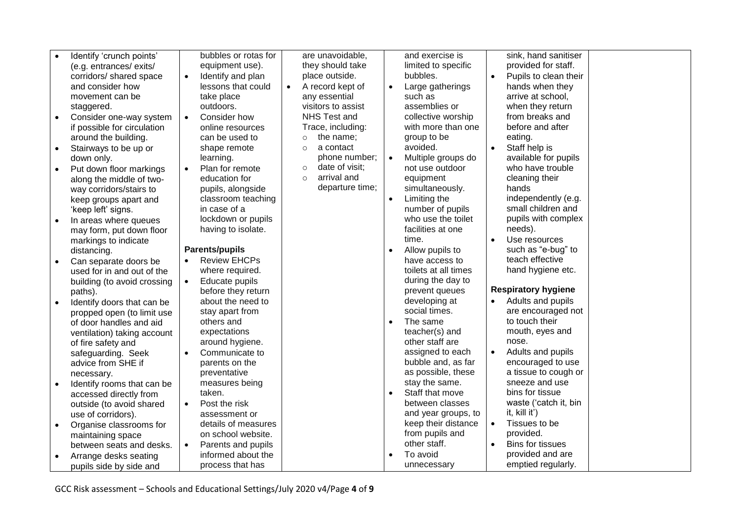| | | | | | |
|---|---|---|---|---|---|
| • Identify 'crunch points' (e.g. entrances/ exits/ corridors/ shared space and consider how movement can be staggered.<br>• Consider one-way system if possible for circulation around the building.<br>• Stairways to be up or down only.<br>• Put down floor markings along the middle of two-way corridors/stairs to keep groups apart and 'keep left' signs.<br>• In areas where queues may form, put down floor markings to indicate distancing.<br>• Can separate doors be used for in and out of the building (to avoid crossing paths).<br>• Identify doors that can be propped open (to limit use of door handles and aid ventilation) taking account of fire safety and safeguarding. Seek advice from SHE if necessary.<br>• Identify rooms that can be accessed directly from outside (to avoid shared use of corridors).<br>• Organise classrooms for maintaining space between seats and desks.<br>• Arrange desks seating pupils side by side and | bubbles or rotas for equipment use).<br>• Identify and plan lessons that could take place outdoors.<br>• Consider how online resources can be used to shape remote learning.<br>• Plan for remote education for pupils, alongside classroom teaching in case of a lockdown or pupils having to isolate.<br><br>**Parents/pupils**<br>• Review EHCPs where required.<br>• Educate pupils before they return about the need to stay apart from others and expectations around hygiene.<br>• Communicate to parents on the preventative measures being taken.<br>• Post the risk assessment or details of measures on school website.<br>• Parents and pupils informed about the process that has | are unavoidable, they should take place outside.<br>• A record kept of any essential visitors to assist NHS Test and Trace, including:<br>&nbsp;&nbsp;○ the name;<br>&nbsp;&nbsp;○ a contact phone number;<br>&nbsp;&nbsp;○ date of visit;<br>&nbsp;&nbsp;○ arrival and departure time; | and exercise is limited to specific bubbles.<br>• Large gatherings such as assemblies or collective worship with more than one group to be avoided.<br>• Multiple groups do not use outdoor equipment simultaneously.<br>• Limiting the number of pupils who use the toilet facilities at one time.<br>• Allow pupils to have access to toilets at all times during the day to prevent queues developing at social times.<br>• The same teacher(s) and other staff are assigned to each bubble and, as far as possible, these stay the same.<br>• Staff that move between classes and year groups, to keep their distance from pupils and other staff.<br>• To avoid unnecessary | sink, hand sanitiser provided for staff.<br>• Pupils to clean their hands when they arrive at school, when they return from breaks and before and after eating.<br>• Staff help is available for pupils who have trouble cleaning their hands independently (e.g. small children and pupils with complex needs).<br>• Use resources such as "e-bug" to teach effective hand hygiene etc.<br><br>**Respiratory hygiene**<br>• Adults and pupils are encouraged not to touch their mouth, eyes and nose.<br>• Adults and pupils encouraged to use a tissue to cough or sneeze and use bins for tissue waste ('catch it, bin it, kill it')<br>• Tissues to be provided.<br>• Bins for tissues provided and are emptied regularly. | |

GCC Risk assessment – Schools and Educational Settings/July 2020 v4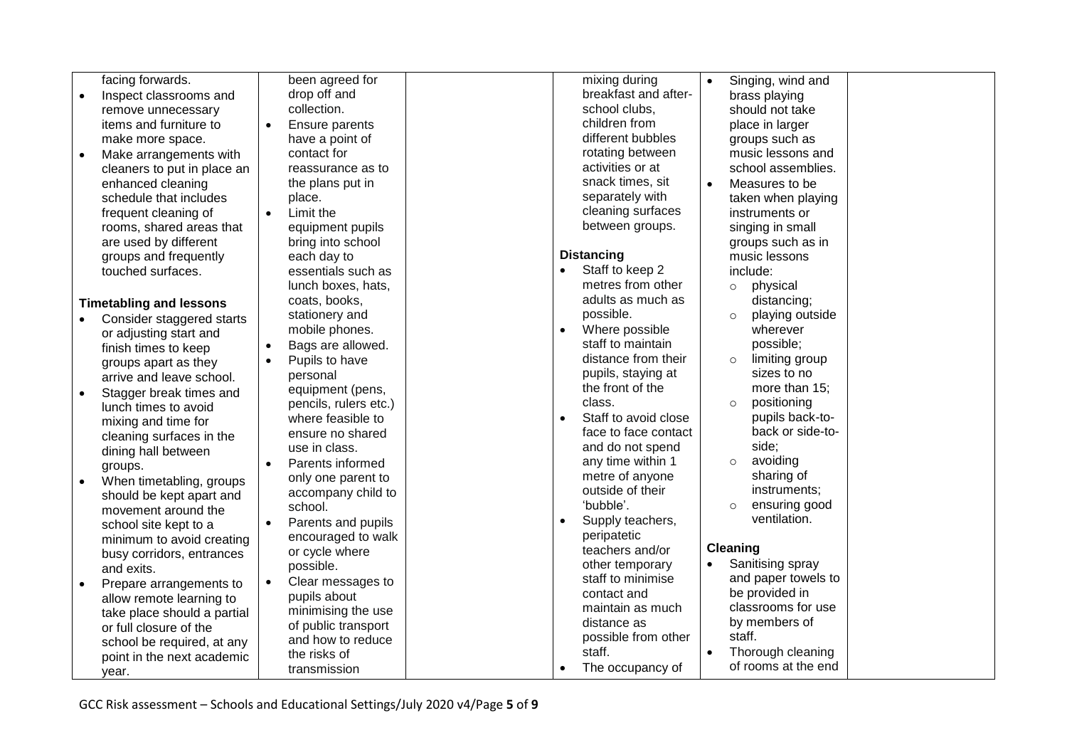| | | | | | |
|---|---|---|---|---|---|
| facing forwards.<br>• Inspect classrooms and remove unnecessary items and furniture to make more space.<br>• Make arrangements with cleaners to put in place an enhanced cleaning schedule that includes frequent cleaning of rooms, shared areas that are used by different groups and frequently touched surfaces.<br><br>**Timetabling and lessons**<br>• Consider staggered starts or adjusting start and finish times to keep groups apart as they arrive and leave school.<br>• Stagger break times and lunch times to avoid mixing and time for cleaning surfaces in the dining hall between groups.<br>• When timetabling, groups should be kept apart and movement around the school site kept to a minimum to avoid creating busy corridors, entrances and exits.<br>• Prepare arrangements to allow remote learning to take place should a partial or full closure of the school be required, at any point in the next academic year. | been agreed for drop off and collection.<br>• Ensure parents have a point of contact for reassurance as to the plans put in place.<br>• Limit the equipment pupils bring into school each day to essentials such as lunch boxes, hats, coats, books, stationery and mobile phones.<br>• Bags are allowed.<br>• Pupils to have personal equipment (pens, pencils, rulers etc.) where feasible to ensure no shared use in class.<br>• Parents informed only one parent to accompany child to school.<br>• Parents and pupils encouraged to walk or cycle where possible.<br>• Clear messages to pupils about minimising the use of public transport and how to reduce the risks of transmission | | mixing during breakfast and after-school clubs, children from different bubbles rotating between activities or at snack times, sit separately with cleaning surfaces between groups.<br><br>**Distancing**<br>• Staff to keep 2 metres from other adults as much as possible.<br>• Where possible staff to maintain distance from their pupils, staying at the front of the class.<br>• Staff to avoid close face to face contact and do not spend any time within 1 metre of anyone outside of their 'bubble'.<br>• Supply teachers, peripatetic teachers and/or other temporary staff to minimise contact and maintain as much distance as possible from other staff.<br>• The occupancy of | • Singing, wind and brass playing should not take place in larger groups such as music lessons and school assemblies.<br>• Measures to be taken when playing instruments or singing in small groups such as in music lessons include:<br>  ○ physical distancing;<br>  ○ playing outside wherever possible;<br>  ○ limiting group sizes to no more than 15;<br>  ○ positioning pupils back-to-back or side-to-side;<br>  ○ avoiding sharing of instruments;<br>  ○ ensuring good ventilation.<br><br>**Cleaning**<br>• Sanitising spray and paper towels to be provided in classrooms for use by members of staff.<br>• Thorough cleaning of rooms at the end | |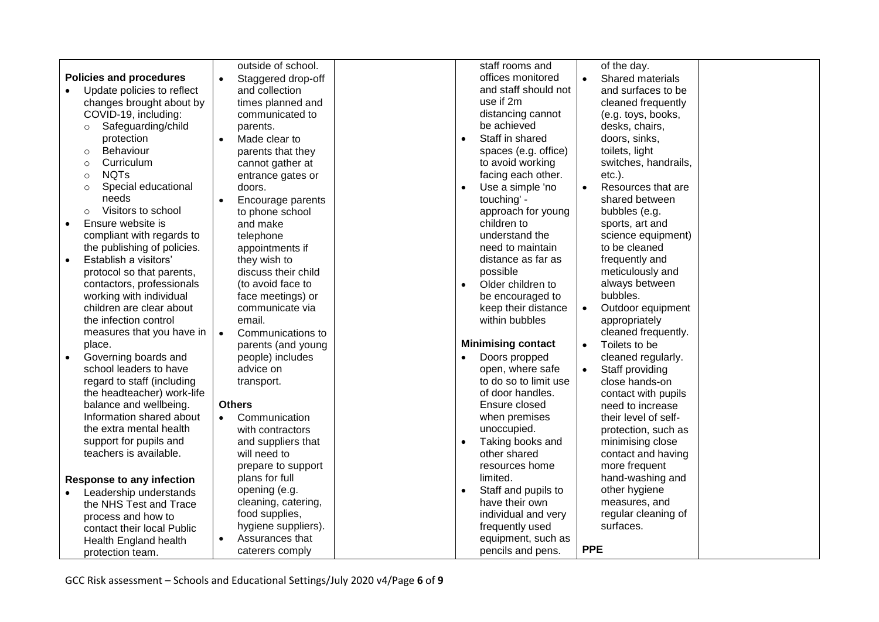| | | | | | |
|---|---|---|---|---|---|
| **Policies and procedures**<br>• Update policies to reflect changes brought about by COVID-19, including:<br>  ○ Safeguarding/child protection<br>  ○ Behaviour<br>  ○ Curriculum<br>  ○ NQTs<br>  ○ Special educational needs<br>  ○ Visitors to school<br>• Ensure website is compliant with regards to the publishing of policies.<br>• Establish a visitors' protocol so that parents, contactors, professionals working with individual children are clear about the infection control measures that you have in place.<br>• Governing boards and school leaders to have regard to staff (including the headteacher) work-life balance and wellbeing. Information shared about the extra mental health support for pupils and teachers is available.<br><br>**Response to any infection**<br>• Leadership understands the NHS Test and Trace process and how to contact their local Public Health England health protection team. | outside of school.<br>• Staggered drop-off and collection times planned and communicated to parents.<br>• Made clear to parents that they cannot gather at entrance gates or doors.<br>• Encourage parents to phone school and make telephone appointments if they wish to discuss their child (to avoid face to face meetings) or communicate via email.<br>• Communications to parents (and young people) includes advice on transport.<br><br>**Others**<br>• Communication with contractors and suppliers that will need to prepare to support plans for full opening (e.g. cleaning, catering, food supplies, hygiene suppliers).<br>• Assurances that caterers comply | | staff rooms and offices monitored and staff should not use if 2m distancing cannot be achieved<br>• Staff in shared spaces (e.g. office) to avoid working facing each other.<br>• Use a simple 'no touching' - approach for young children to understand the need to maintain distance as far as possible<br>• Older children to be encouraged to keep their distance within bubbles<br><br>**Minimising contact**<br>• Doors propped open, where safe to do so to limit use of door handles. Ensure closed when premises unoccupied.<br>• Taking books and other shared resources home limited.<br>• Staff and pupils to have their own individual and very frequently used equipment, such as pencils and pens. | of the day.<br>• Shared materials and surfaces to be cleaned frequently (e.g. toys, books, desks, chairs, doors, sinks, toilets, light switches, handrails, etc.).<br>• Resources that are shared between bubbles (e.g. sports, art and science equipment) to be cleaned frequently and meticulously and always between bubbles.<br>• Outdoor equipment appropriately cleaned frequently.<br>• Toilets to be cleaned regularly.<br>• Staff providing close hands-on contact with pupils need to increase their level of self-protection, such as minimising close contact and having more frequent hand-washing and other hygiene measures, and regular cleaning of surfaces.<br><br>**PPE** | |

GCC Risk assessment – Schools and Educational Settings/July 2020 v4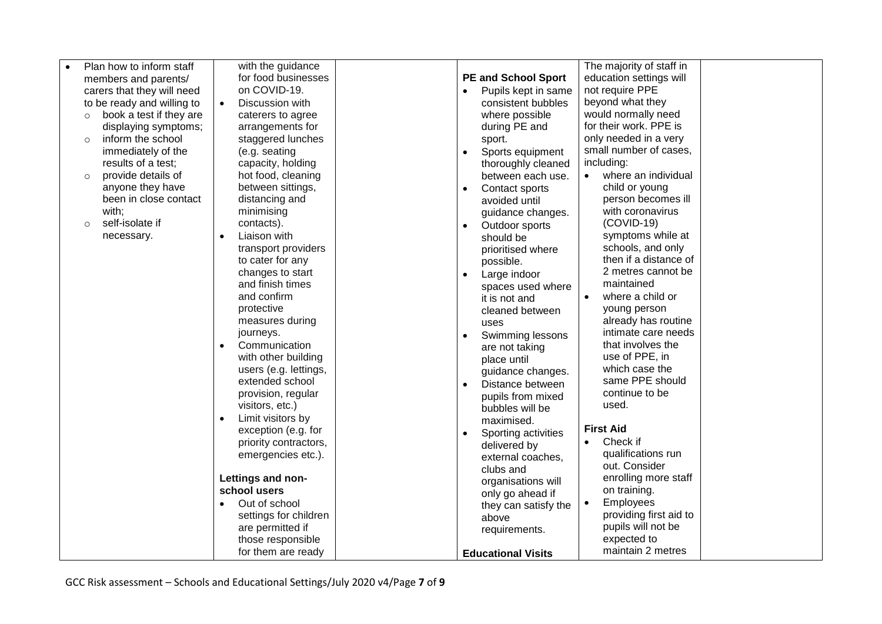| | | | | | |
|---|---|---|---|---|---|
| • Plan how to inform staff members and parents/ carers that they will need to be ready and willing to<br>  ○ book a test if they are displaying symptoms;<br>  ○ inform the school immediately of the results of a test;<br>  ○ provide details of anyone they have been in close contact with;<br>  ○ self-isolate if necessary. | with the guidance for food businesses on COVID-19.<br>• Discussion with caterers to agree arrangements for staggered lunches (e.g. seating capacity, holding hot food, cleaning between sittings, distancing and minimising contacts).<br>• Liaison with transport providers to cater for any changes to start and finish times and confirm protective measures during journeys.<br>• Communication with other building users (e.g. lettings, extended school provision, regular visitors, etc.)<br>• Limit visitors by exception (e.g. for priority contractors, emergencies etc.).<br><br>**Lettings and non-school users**<br>• Out of school settings for children are permitted if those responsible for them are ready | | **PE and School Sport**<br>• Pupils kept in same consistent bubbles where possible during PE and sport.<br>• Sports equipment thoroughly cleaned between each use.<br>• Contact sports avoided until guidance changes.<br>• Outdoor sports should be prioritised where possible.<br>• Large indoor spaces used where it is not and cleaned between uses<br>• Swimming lessons are not taking place until guidance changes.<br>• Distance between pupils from mixed bubbles will be maximised.<br>• Sporting activities delivered by external coaches, clubs and organisations will only go ahead if they can satisfy the above requirements.<br><br>**Educational Visits** | The majority of staff in education settings will not require PPE beyond what they would normally need for their work. PPE is only needed in a very small number of cases, including:<br>• where an individual child or young person becomes ill with coronavirus (COVID-19) symptoms while at schools, and only then if a distance of 2 metres cannot be maintained<br>• where a child or young person already has routine intimate care needs that involves the use of PPE, in which case the same PPE should continue to be used.<br><br>**First Aid**<br>• Check if qualifications run out. Consider enrolling more staff on training.<br>• Employees providing first aid to pupils will not be expected to maintain 2 metres | |

GCC Risk assessment – Schools and Educational Settings/July 2020 v4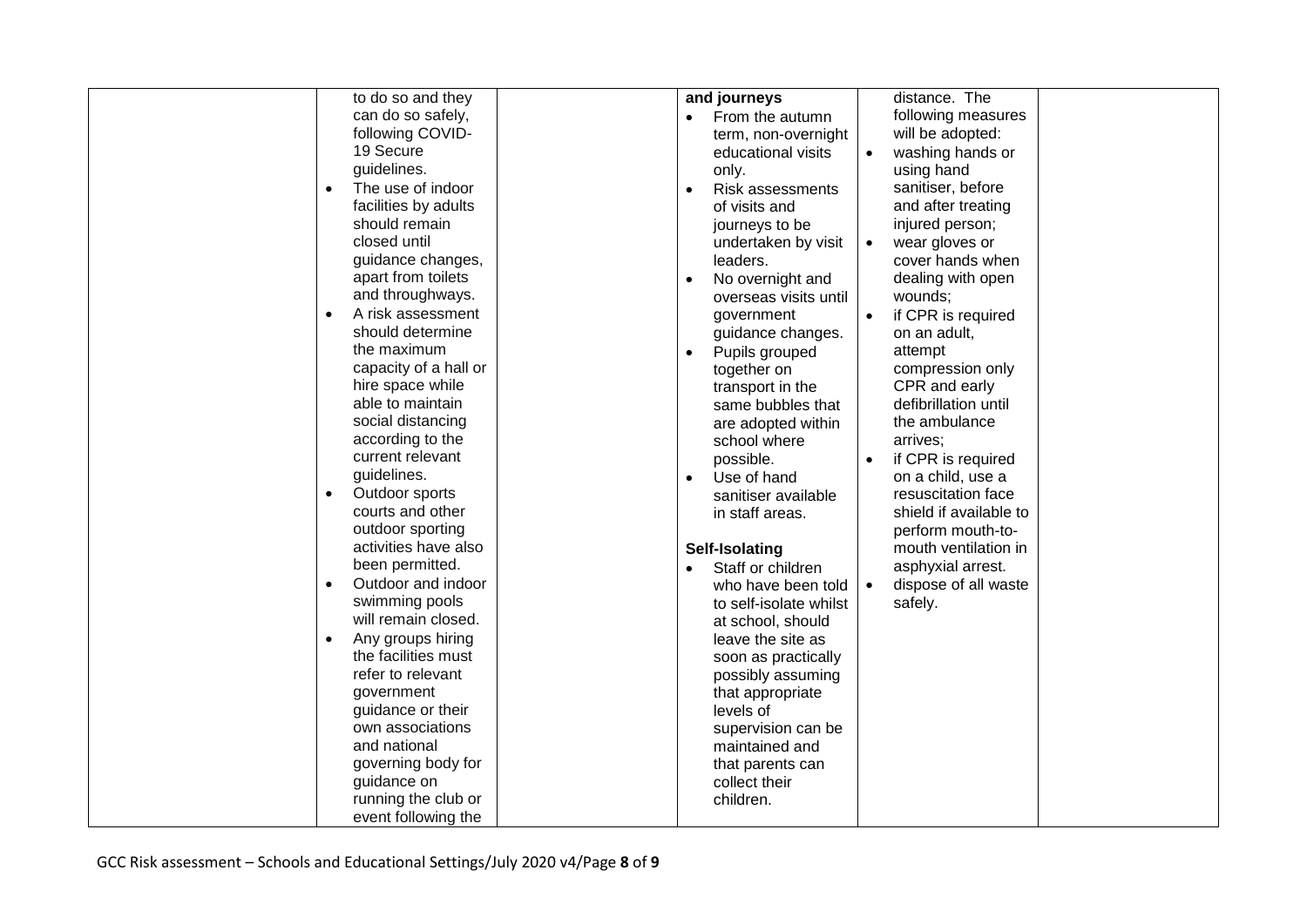| | | | | | |
|---|---|---|---|---|---|
| | to do so and they can do so safely, following COVID-19 Secure guidelines.<br>• The use of indoor facilities by adults should remain closed until guidance changes, apart from toilets and throughways.<br>• A risk assessment should determine the maximum capacity of a hall or hire space while able to maintain social distancing according to the current relevant guidelines.<br>• Outdoor sports courts and other outdoor sporting activities have also been permitted.<br>• Outdoor and indoor swimming pools will remain closed.<br>• Any groups hiring the facilities must refer to relevant government guidance or their own associations and national governing body for guidance on running the club or event following the | | **and journeys**<br>• From the autumn term, non-overnight educational visits only.<br>• Risk assessments of visits and journeys to be undertaken by visit leaders.<br>• No overnight and overseas visits until government guidance changes.<br>• Pupils grouped together on transport in the same bubbles that are adopted within school where possible.<br>• Use of hand sanitiser available in staff areas.<br><br>**Self-Isolating**<br>• Staff or children who have been told to self-isolate whilst at school, should leave the site as soon as practically possibly assuming that appropriate levels of supervision can be maintained and that parents can collect their children. | distance. The following measures will be adopted:<br>• washing hands or using hand sanitiser, before and after treating injured person;<br>• wear gloves or cover hands when dealing with open wounds;<br>• if CPR is required on an adult, attempt compression only CPR and early defibrillation until the ambulance arrives;<br>• if CPR is required on a child, use a resuscitation face shield if available to perform mouth-to-mouth ventilation in asphyxial arrest.<br>• dispose of all waste safely. | |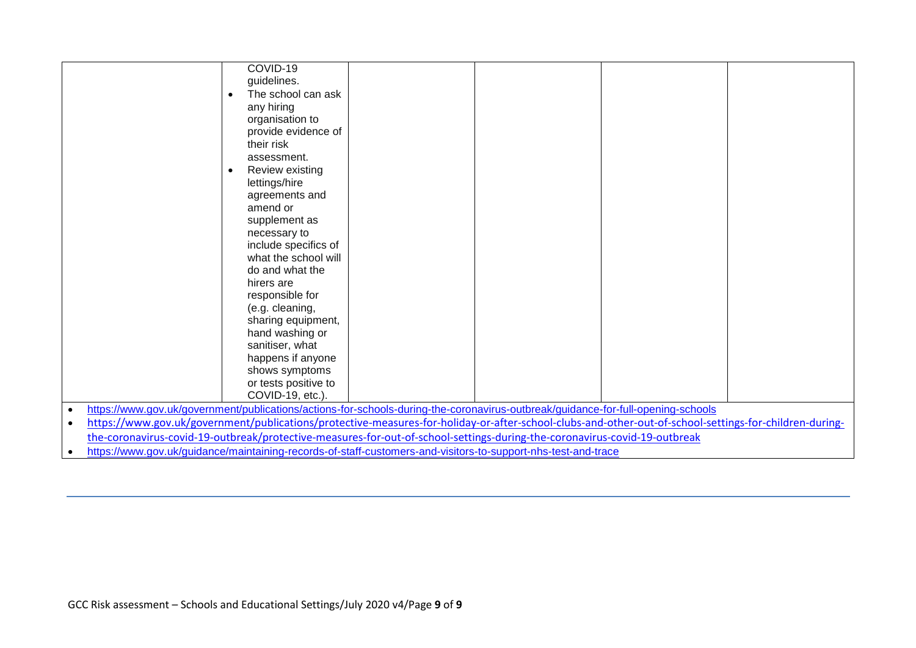| | | | | | |
|---|---|---|---|---|---|
| | COVID-19 guidelines.<br>• The school can ask any hiring organisation to provide evidence of their risk assessment.<br>• Review existing lettings/hire agreements and amend or supplement as necessary to include specifics of what the school will do and what the hirers are responsible for (e.g. cleaning, sharing equipment, hand washing or sanitiser, what happens if anyone shows symptoms or tests positive to COVID-19, etc.). | | | | |

- https://www.gov.uk/government/publications/actions-for-schools-during-the-coronavirus-outbreak/guidance-for-full-opening-schools
- https://www.gov.uk/government/publications/protective-measures-for-holiday-or-after-school-clubs-and-other-out-of-school-settings-for-children-during-the-coronavirus-covid-19-outbreak/protective-measures-for-out-of-school-settings-during-the-coronavirus-covid-19-outbreak
- https://www.gov.uk/guidance/maintaining-records-of-staff-customers-and-visitors-to-support-nhs-test-and-trace